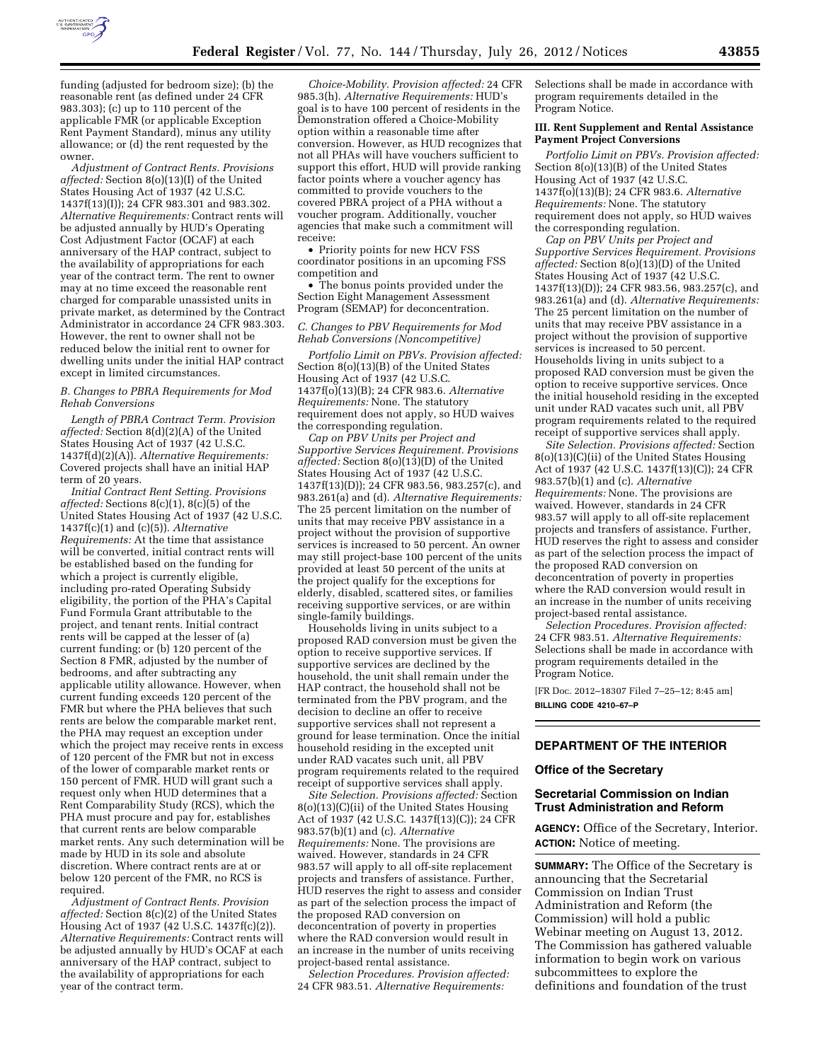funding (adjusted for bedroom size); (b) the reasonable rent (as defined under 24 CFR 983.303); (c) up to 110 percent of the applicable FMR (or applicable Exception Rent Payment Standard), minus any utility allowance; or (d) the rent requested by the owner.

*Adjustment of Contract Rents. Provisions affected:* Section 8(o)(13)(I) of the United States Housing Act of 1937 (42 U.S.C. 1437f(13)(I)); 24 CFR 983.301 and 983.302. *Alternative Requirements:* Contract rents will be adjusted annually by HUD's Operating Cost Adjustment Factor (OCAF) at each anniversary of the HAP contract, subject to the availability of appropriations for each year of the contract term. The rent to owner may at no time exceed the reasonable rent charged for comparable unassisted units in private market, as determined by the Contract Administrator in accordance 24 CFR 983.303. However, the rent to owner shall not be reduced below the initial rent to owner for dwelling units under the initial HAP contract except in limited circumstances.

### B. Changes to PBRA Requirements for Mod Rehab Conversions

*Length of PBRA Contract Term. Provision affected:* Section 8(d)(2)(A) of the United States Housing Act of 1937 (42 U.S.C. 1437f(d)(2)(A)). *Alternative Requirements:* Covered projects shall have an initial HAP term of 20 years.

*Initial Contract Rent Setting. Provisions affected:* Sections 8(c)(1), 8(c)(5) of the United States Housing Act of 1937 (42 U.S.C. 1437f(c)(1) and (c)(5)). *Alternative Requirements:* At the time that assistance will be converted, initial contract rents will be established based on the funding for which a project is currently eligible, including pro-rated Operating Subsidy eligibility, the portion of the PHA's Capital Fund Formula Grant attributable to the project, and tenant rents. Initial contract rents will be capped at the lesser of (a) current funding; or (b) 120 percent of the Section 8 FMR, adjusted by the number of bedrooms, and after subtracting any applicable utility allowance. However, when current funding exceeds 120 percent of the FMR but where the PHA believes that such rents are below the comparable market rent, the PHA may request an exception under which the project may receive rents in excess of 120 percent of the FMR but not in excess of the lower of comparable market rents or 150 percent of FMR. HUD will grant such a request only when HUD determines that a Rent Comparability Study (RCS), which the PHA must procure and pay for, establishes that current rents are below comparable market rents. Any such determination will be made by HUD in its sole and absolute discretion. Where contract rents are at or below 120 percent of the FMR, no RCS is required.

*Adjustment of Contract Rents. Provision affected:* Section 8(c)(2) of the United States Housing Act of 1937 (42 U.S.C. 1437f(c)(2)). *Alternative Requirements:* Contract rents will be adjusted annually by HUD's OCAF at each anniversary of the HAP contract, subject to the availability of appropriations for each year of the contract term.

*Choice-Mobility. Provision affected:* 24 CFR 985.3(h). *Alternative Requirements:* HUD's goal is to have 100 percent of residents in the Demonstration offered a Choice-Mobility option within a reasonable time after conversion. However, as HUD recognizes that not all PHAs will have vouchers sufficient to support this effort, HUD will provide ranking factor points where a voucher agency has committed to provide vouchers to the covered PBRA project of a PHA without a voucher program. Additionally, voucher agencies that make such a commitment will receive:

- Priority points for new HCV FSS coordinator positions in an upcoming FSS competition and
- The bonus points provided under the Section Eight Management Assessment Program (SEMAP) for deconcentration.

### C. Changes to PBV Requirements for Mod Rehab Conversions (Noncompetitive)

*Portfolio Limit on PBVs. Provision affected:* Section 8(o)(13)(B) of the United States Housing Act of 1937 (42 U.S.C. 1437f(o)(13)(B); 24 CFR 983.6. *Alternative Requirements:* None. The statutory requirement does not apply, so HUD waives the corresponding regulation.

*Cap on PBV Units per Project and Supportive Services Requirement. Provisions affected:* Section 8(o)(13)(D) of the United States Housing Act of 1937 (42 U.S.C. 1437f(13)(D)); 24 CFR 983.56, 983.257(c), and 983.261(a) and (d). *Alternative Requirements:* The 25 percent limitation on the number of units that may receive PBV assistance in a project without the provision of supportive services is increased to 50 percent. An owner may still project-base 100 percent of the units provided at least 50 percent of the units at the project qualify for the exceptions for elderly, disabled, scattered sites, or families receiving supportive services, or are within single-family buildings.

Households living in units subject to a proposed RAD conversion must be given the option to receive supportive services. If supportive services are declined by the household, the unit shall remain under the HAP contract, the household shall not be terminated from the PBV program, and the decision to decline an offer to receive supportive services shall not represent a ground for lease termination. Once the initial household residing in the excepted unit under RAD vacates such unit, all PBV program requirements related to the required receipt of supportive services shall apply.

*Site Selection. Provisions affected:* Section 8(o)(13)(C)(ii) of the United States Housing Act of 1937 (42 U.S.C. 1437f(13)(C)); 24 CFR 983.57(b)(1) and (c). *Alternative Requirements:* None. The provisions are waived. However, standards in 24 CFR 983.57 will apply to all off-site replacement projects and transfers of assistance. Further, HUD reserves the right to assess and consider as part of the selection process the impact of the proposed RAD conversion on deconcentration of poverty in properties where the RAD conversion would result in an increase in the number of units receiving project-based rental assistance.

*Selection Procedures. Provision affected:* 24 CFR 983.51. *Alternative Requirements:* Selections shall be made in accordance with program requirements detailed in the Program Notice.

## III. Rent Supplement and Rental Assistance Payment Project Conversions

*Portfolio Limit on PBVs. Provision affected:* Section 8(o)(13)(B) of the United States Housing Act of 1937 (42 U.S.C. 1437f(o)(13)(B); 24 CFR 983.6. *Alternative Requirements:* None. The statutory requirement does not apply, so HUD waives the corresponding regulation.

*Cap on PBV Units per Project and Supportive Services Requirement. Provisions affected:* Section 8(o)(13)(D) of the United States Housing Act of 1937 (42 U.S.C. 1437f(13)(D)); 24 CFR 983.56, 983.257(c), and 983.261(a) and (d). *Alternative Requirements:* The 25 percent limitation on the number of units that may receive PBV assistance in a project without the provision of supportive services is increased to 50 percent. Households living in units subject to a proposed RAD conversion must be given the option to receive supportive services. Once the initial household residing in the excepted unit under RAD vacates such unit, all PBV program requirements related to the required receipt of supportive services shall apply.

*Site Selection. Provisions affected:* Section 8(o)(13)(C)(ii) of the United States Housing Act of 1937 (42 U.S.C. 1437f(13)(C)); 24 CFR 983.57(b)(1) and (c). *Alternative Requirements:* None. The provisions are waived. However, standards in 24 CFR 983.57 will apply to all off-site replacement projects and transfers of assistance. Further, HUD reserves the right to assess and consider as part of the selection process the impact of the proposed RAD conversion on deconcentration of poverty in properties where the RAD conversion would result in an increase in the number of units receiving project-based rental assistance.

*Selection Procedures. Provision affected:* 24 CFR 983.51. *Alternative Requirements:* Selections shall be made in accordance with program requirements detailed in the Program Notice.

[FR Doc. 2012–18307 Filed 7–25–12; 8:45 am]

**BILLING CODE 4210–67–P**

---

## DEPARTMENT OF THE INTERIOR

### Office of the Secretary

### Secretarial Commission on Indian Trust Administration and Reform

**AGENCY:** Office of the Secretary, Interior.

**ACTION:** Notice of meeting.

**SUMMARY:** The Office of the Secretary is announcing that the Secretarial Commission on Indian Trust Administration and Reform (the Commission) will hold a public Webinar meeting on August 13, 2012. The Commission has gathered valuable information to begin work on various subcommittees to explore the definitions and foundation of the trust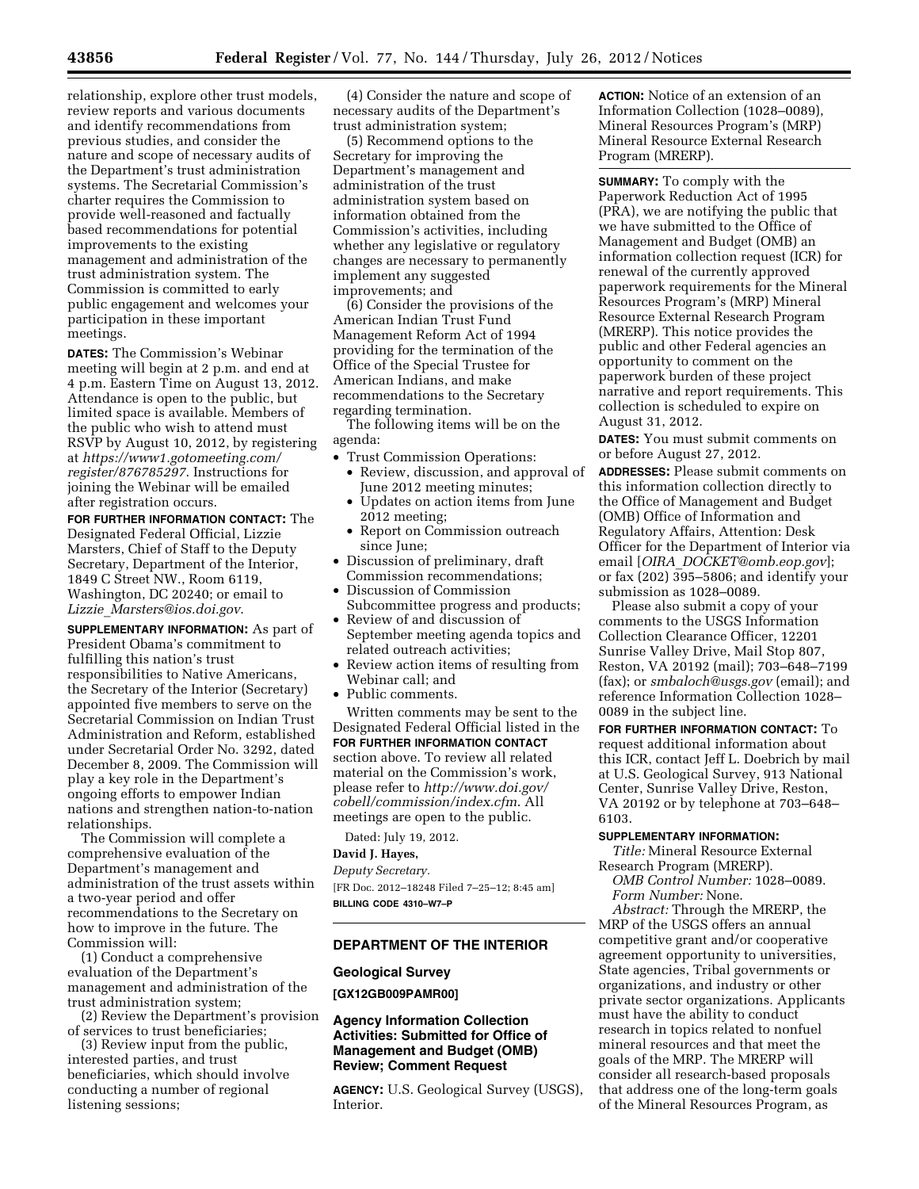relationship, explore other trust models, review reports and various documents and identify recommendations from previous studies, and consider the nature and scope of necessary audits of the Department's trust administration systems. The Secretarial Commission's charter requires the Commission to provide well-reasoned and factually based recommendations for potential improvements to the existing management and administration of the trust administration system. The Commission is committed to early public engagement and welcomes your participation in these important meetings.

**DATES:** The Commission's Webinar meeting will begin at 2 p.m. and end at 4 p.m. Eastern Time on August 13, 2012. Attendance is open to the public, but limited space is available. Members of the public who wish to attend must RSVP by August 10, 2012, by registering at *https://www1.gotomeeting.com/register/876785297*. Instructions for joining the Webinar will be emailed after registration occurs.

**FOR FURTHER INFORMATION CONTACT:** The Designated Federal Official, Lizzie Marsters, Chief of Staff to the Deputy Secretary, Department of the Interior, 1849 C Street NW., Room 6119, Washington, DC 20240; or email to *Lizzie_Marsters@ios.doi.gov*.

**SUPPLEMENTARY INFORMATION:** As part of President Obama's commitment to fulfilling this nation's trust responsibilities to Native Americans, the Secretary of the Interior (Secretary) appointed five members to serve on the Secretarial Commission on Indian Trust Administration and Reform, established under Secretarial Order No. 3292, dated December 8, 2009. The Commission will play a key role in the Department's ongoing efforts to empower Indian nations and strengthen nation-to-nation relationships.

The Commission will complete a comprehensive evaluation of the Department's management and administration of the trust assets within a two-year period and offer recommendations to the Secretary on how to improve in the future. The Commission will:

(1) Conduct a comprehensive evaluation of the Department's management and administration of the trust administration system;

(2) Review the Department's provision of services to trust beneficiaries;

(3) Review input from the public, interested parties, and trust beneficiaries, which should involve conducting a number of regional listening sessions;

(4) Consider the nature and scope of necessary audits of the Department's trust administration system;

(5) Recommend options to the Secretary for improving the Department's management and administration of the trust administration system based on information obtained from the Commission's activities, including whether any legislative or regulatory changes are necessary to permanently implement any suggested improvements; and

(6) Consider the provisions of the American Indian Trust Fund Management Reform Act of 1994 providing for the termination of the Office of the Special Trustee for American Indians, and make recommendations to the Secretary regarding termination.

The following items will be on the agenda:

- Trust Commission Operations:
  - Review, discussion, and approval of June 2012 meeting minutes;
  - Updates on action items from June 2012 meeting;
  - Report on Commission outreach since June;
- Discussion of preliminary, draft Commission recommendations;
- Discussion of Commission Subcommittee progress and products;
- Review of and discussion of September meeting agenda topics and related outreach activities;
- Review action items of resulting from Webinar call; and
- Public comments.

Written comments may be sent to the Designated Federal Official listed in the **FOR FURTHER INFORMATION CONTACT** section above. To review all related material on the Commission's work, please refer to *http://www.doi.gov/cobell/commission/index.cfm*. All meetings are open to the public.

Dated: July 19, 2012.

**David J. Hayes,**

*Deputy Secretary.*

[FR Doc. 2012–18248 Filed 7–25–12; 8:45 am]

**BILLING CODE 4310–W7–P**

## DEPARTMENT OF THE INTERIOR

### Geological Survey

**[GX12GB009PAMR00]**

### Agency Information Collection Activities: Submitted for Office of Management and Budget (OMB) Review; Comment Request

**AGENCY:** U.S. Geological Survey (USGS), Interior.

**ACTION:** Notice of an extension of an Information Collection (1028–0089), Mineral Resources Program's (MRP) Mineral Resource External Research Program (MRERP).

**SUMMARY:** To comply with the Paperwork Reduction Act of 1995 (PRA), we are notifying the public that we have submitted to the Office of Management and Budget (OMB) an information collection request (ICR) for renewal of the currently approved paperwork requirements for the Mineral Resources Program's (MRP) Mineral Resource External Research Program (MRERP). This notice provides the public and other Federal agencies an opportunity to comment on the paperwork burden of these project narrative and report requirements. This collection is scheduled to expire on August 31, 2012.

**DATES:** You must submit comments on or before August 27, 2012.

**ADDRESSES:** Please submit comments on this information collection directly to the Office of Management and Budget (OMB) Office of Information and Regulatory Affairs, Attention: Desk Officer for the Department of Interior via email [*OIRA_DOCKET@omb.eop.gov*]; or fax (202) 395–5806; and identify your submission as 1028–0089.

Please also submit a copy of your comments to the USGS Information Collection Clearance Officer, 12201 Sunrise Valley Drive, Mail Stop 807, Reston, VA 20192 (mail); 703–648–7199 (fax); or *smbaloch@usgs.gov* (email); and reference Information Collection 1028–0089 in the subject line.

**FOR FURTHER INFORMATION CONTACT:** To request additional information about this ICR, contact Jeff L. Doebrich by mail at U.S. Geological Survey, 913 National Center, Sunrise Valley Drive, Reston, VA 20192 or by telephone at 703–648–6103.

**SUPPLEMENTARY INFORMATION:**

*Title:* Mineral Resource External Research Program (MRERP).

*OMB Control Number:* 1028–0089.

*Form Number:* None.

*Abstract:* Through the MRERP, the MRP of the USGS offers an annual competitive grant and/or cooperative agreement opportunity to universities, State agencies, Tribal governments or organizations, and industry or other private sector organizations. Applicants must have the ability to conduct research in topics related to nonfuel mineral resources and that meet the goals of the MRP. The MRERP will consider all research-based proposals that address one of the long-term goals of the Mineral Resources Program, as